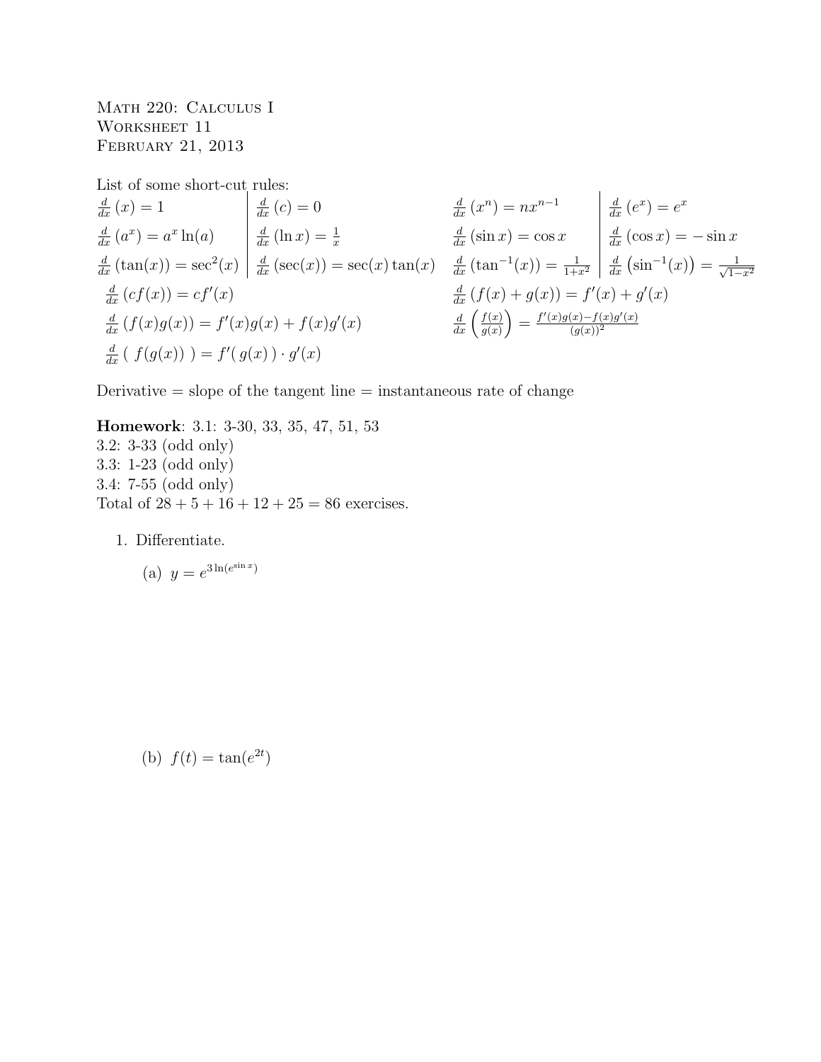Math 220: Calculus I
Worksheet 11
February 21, 2013

List of some short-cut rules:

| | | | |
|---|---|---|---|
| $\frac{d}{dx}(x) = 1$ | $\frac{d}{dx}(c) = 0$ | $\frac{d}{dx}(x^n) = nx^{n-1}$ | $\frac{d}{dx}(e^x) = e^x$ |
| $\frac{d}{dx}(a^x) = a^x \ln(a)$ | $\frac{d}{dx}(\ln x) = \frac{1}{x}$ | $\frac{d}{dx}(\sin x) = \cos x$ | $\frac{d}{dx}(\cos x) = -\sin x$ |
| $\frac{d}{dx}(\tan(x)) = \sec^2(x)$ | $\frac{d}{dx}(\sec(x)) = \sec(x)\tan(x)$ | $\frac{d}{dx}(\tan^{-1}(x)) = \frac{1}{1+x^2}$ | $\frac{d}{dx}\left(\sin^{-1}(x)\right) = \frac{1}{\sqrt{1-x^2}}$ |

$\frac{d}{dx}(cf(x)) = cf'(x)$

$\frac{d}{dx}(f(x) + g(x)) = f'(x) + g'(x)$

$\frac{d}{dx}(f(x)g(x)) = f'(x)g(x) + f(x)g'(x)$

$\frac{d}{dx}\left(\frac{f(x)}{g(x)}\right) = \frac{f'(x)g(x) - f(x)g'(x)}{(g(x))^2}$

$\frac{d}{dx}(\ f(g(x))\ ) = f'(\ g(x)\ ) \cdot g'(x)$

Derivative = slope of the tangent line = instantaneous rate of change

**Homework**: 3.1: 3-30, 33, 35, 47, 51, 53
3.2: 3-33 (odd only)
3.3: 1-23 (odd only)
3.4: 7-55 (odd only)
Total of $28 + 5 + 16 + 12 + 25 = 86$ exercises.

1. Differentiate.

   (a) $y = e^{3\ln(e^{\sin x})}$

   (b) $f(t) = \tan(e^{2t})$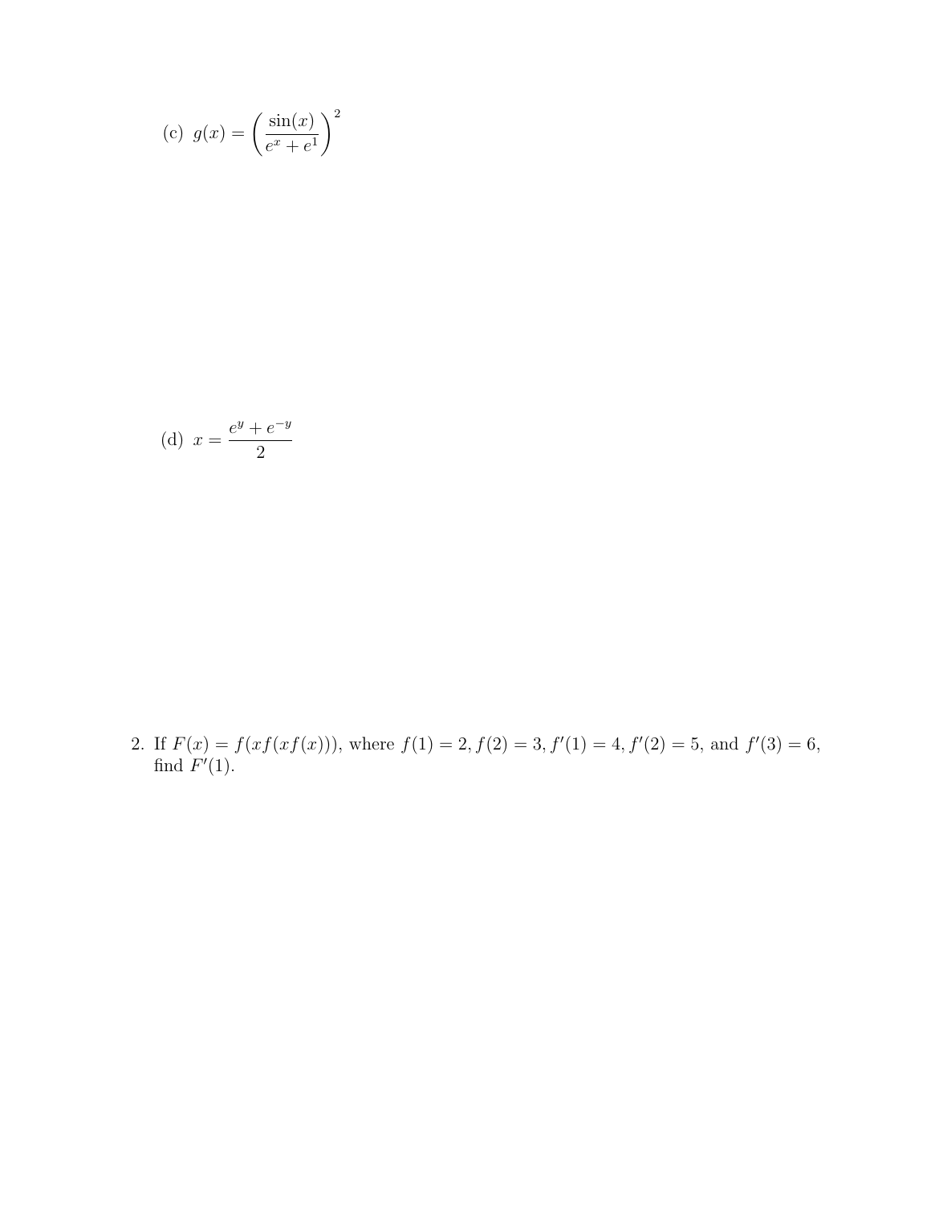(c) $g(x) = \left( \dfrac{\sin(x)}{e^x + e^1} \right)^2$

(d) $x = \dfrac{e^y + e^{-y}}{2}$

2. If $F(x) = f(xf(xf(x)))$, where $f(1) = 2, f(2) = 3, f'(1) = 4, f'(2) = 5$, and $f'(3) = 6$, find $F'(1)$.